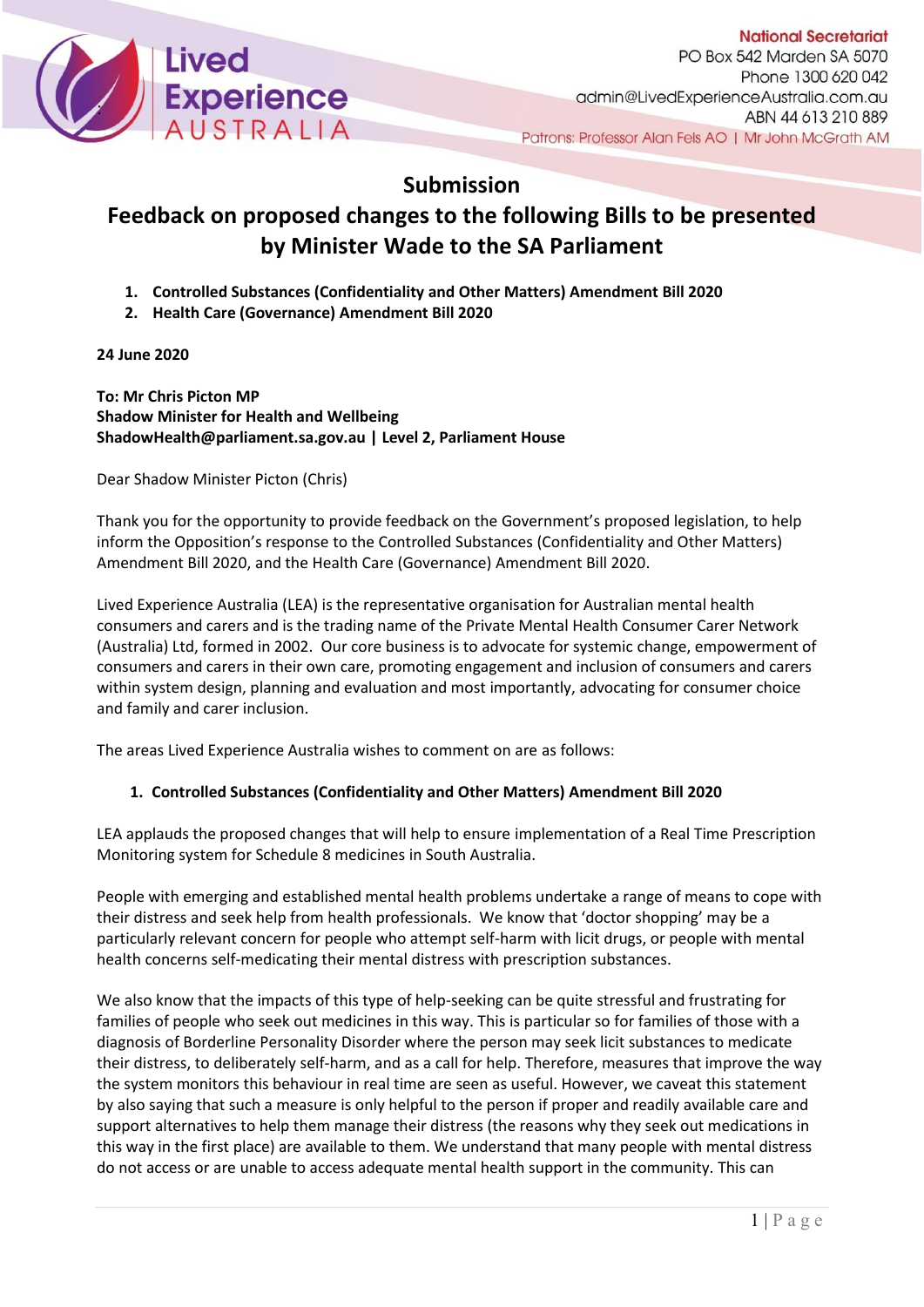Lived Experience AUSTRALIA

**National Secretariat**
PO Box 542 Marden SA 5070
Phone 1300 620 042
admin@LivedExperienceAustralia.com.au
ABN 44 613 210 889
Patrons: Professor Alan Fels AO | Mr John McGrath AM

# Submission

## Feedback on proposed changes to the following Bills to be presented by Minister Wade to the SA Parliament

1. **Controlled Substances (Confidentiality and Other Matters) Amendment Bill 2020**
2. **Health Care (Governance) Amendment Bill 2020**

**24 June 2020**

**To: Mr Chris Picton MP**
**Shadow Minister for Health and Wellbeing**
**ShadowHealth@parliament.sa.gov.au | Level 2, Parliament House**

Dear Shadow Minister Picton (Chris)

Thank you for the opportunity to provide feedback on the Government's proposed legislation, to help inform the Opposition's response to the Controlled Substances (Confidentiality and Other Matters) Amendment Bill 2020, and the Health Care (Governance) Amendment Bill 2020.

Lived Experience Australia (LEA) is the representative organisation for Australian mental health consumers and carers and is the trading name of the Private Mental Health Consumer Carer Network (Australia) Ltd, formed in 2002. Our core business is to advocate for systemic change, empowerment of consumers and carers in their own care, promoting engagement and inclusion of consumers and carers within system design, planning and evaluation and most importantly, advocating for consumer choice and family and carer inclusion.

The areas Lived Experience Australia wishes to comment on are as follows:

1. **Controlled Substances (Confidentiality and Other Matters) Amendment Bill 2020**

LEA applauds the proposed changes that will help to ensure implementation of a Real Time Prescription Monitoring system for Schedule 8 medicines in South Australia.

People with emerging and established mental health problems undertake a range of means to cope with their distress and seek help from health professionals. We know that 'doctor shopping' may be a particularly relevant concern for people who attempt self-harm with licit drugs, or people with mental health concerns self-medicating their mental distress with prescription substances.

We also know that the impacts of this type of help-seeking can be quite stressful and frustrating for families of people who seek out medicines in this way. This is particular so for families of those with a diagnosis of Borderline Personality Disorder where the person may seek licit substances to medicate their distress, to deliberately self-harm, and as a call for help. Therefore, measures that improve the way the system monitors this behaviour in real time are seen as useful. However, we caveat this statement by also saying that such a measure is only helpful to the person if proper and readily available care and support alternatives to help them manage their distress (the reasons why they seek out medications in this way in the first place) are available to them. We understand that many people with mental distress do not access or are unable to access adequate mental health support in the community. This can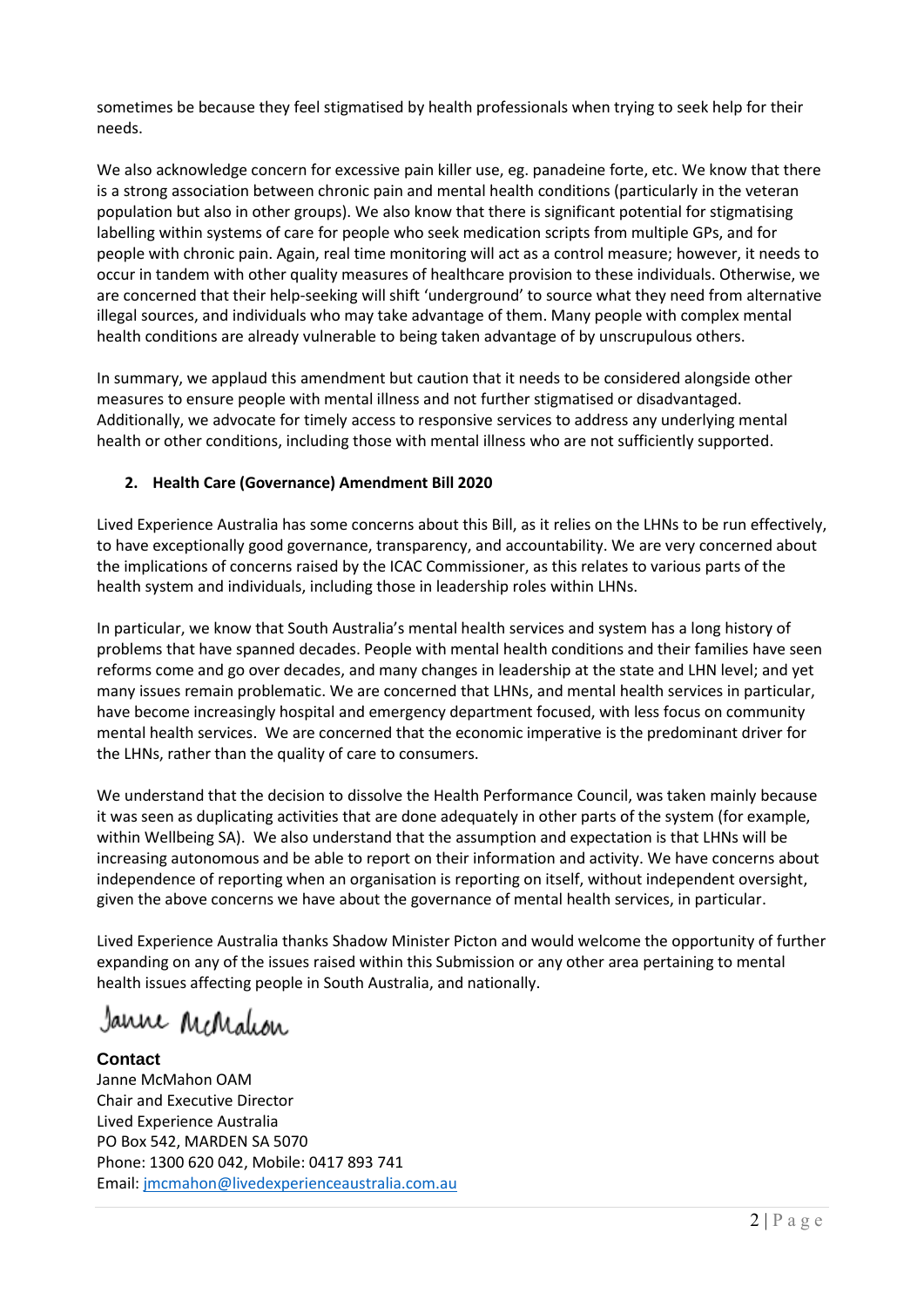sometimes be because they feel stigmatised by health professionals when trying to seek help for their needs.

We also acknowledge concern for excessive pain killer use, eg. panadeine forte, etc. We know that there is a strong association between chronic pain and mental health conditions (particularly in the veteran population but also in other groups). We also know that there is significant potential for stigmatising labelling within systems of care for people who seek medication scripts from multiple GPs, and for people with chronic pain. Again, real time monitoring will act as a control measure; however, it needs to occur in tandem with other quality measures of healthcare provision to these individuals. Otherwise, we are concerned that their help-seeking will shift 'underground' to source what they need from alternative illegal sources, and individuals who may take advantage of them. Many people with complex mental health conditions are already vulnerable to being taken advantage of by unscrupulous others.

In summary, we applaud this amendment but caution that it needs to be considered alongside other measures to ensure people with mental illness and not further stigmatised or disadvantaged. Additionally, we advocate for timely access to responsive services to address any underlying mental health or other conditions, including those with mental illness who are not sufficiently supported.

## 2. Health Care (Governance) Amendment Bill 2020

Lived Experience Australia has some concerns about this Bill, as it relies on the LHNs to be run effectively, to have exceptionally good governance, transparency, and accountability. We are very concerned about the implications of concerns raised by the ICAC Commissioner, as this relates to various parts of the health system and individuals, including those in leadership roles within LHNs.

In particular, we know that South Australia's mental health services and system has a long history of problems that have spanned decades. People with mental health conditions and their families have seen reforms come and go over decades, and many changes in leadership at the state and LHN level; and yet many issues remain problematic. We are concerned that LHNs, and mental health services in particular, have become increasingly hospital and emergency department focused, with less focus on community mental health services. We are concerned that the economic imperative is the predominant driver for the LHNs, rather than the quality of care to consumers.

We understand that the decision to dissolve the Health Performance Council, was taken mainly because it was seen as duplicating activities that are done adequately in other parts of the system (for example, within Wellbeing SA). We also understand that the assumption and expectation is that LHNs will be increasing autonomous and be able to report on their information and activity. We have concerns about independence of reporting when an organisation is reporting on itself, without independent oversight, given the above concerns we have about the governance of mental health services, in particular.

Lived Experience Australia thanks Shadow Minister Picton and would welcome the opportunity of further expanding on any of the issues raised within this Submission or any other area pertaining to mental health issues affecting people in South Australia, and nationally.

Janne McMahon

**Contact**

Janne McMahon OAM
Chair and Executive Director
Lived Experience Australia
PO Box 542, MARDEN SA 5070
Phone: 1300 620 042, Mobile: 0417 893 741
Email: jmcmahon@livedexperienceaustralia.com.au